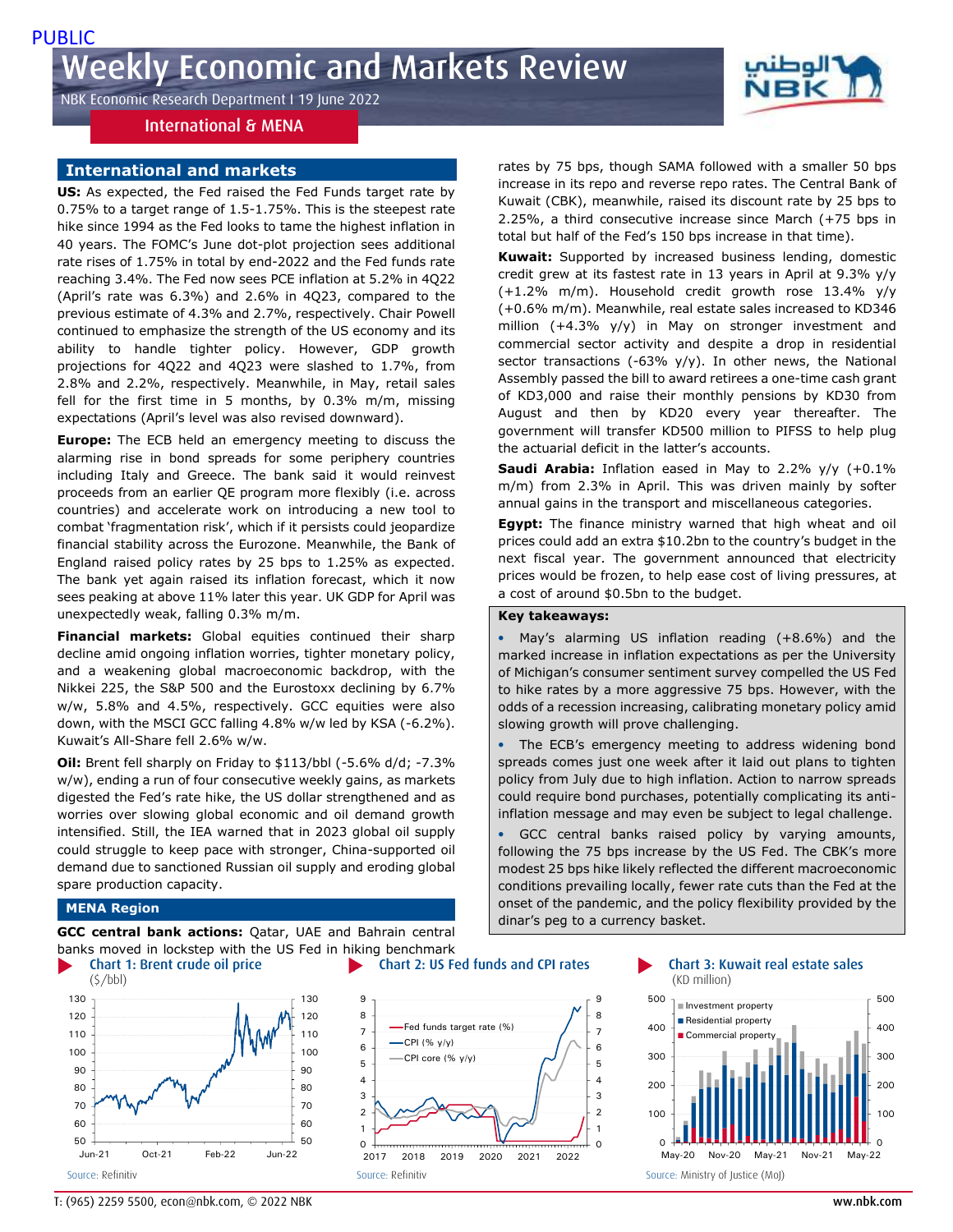PUBLIC

# Weekly Economic and Markets Review

NBK Economic Research Department I 19 June 2022

International & MENA

## International and markets

**US:** As expected, the Fed raised the Fed Funds target rate by 0.75% to a target range of 1.5-1.75%. This is the steepest rate hike since 1994 as the Fed looks to tame the highest inflation in 40 years. The FOMC's June dot-plot projection sees additional rate rises of 1.75% in total by end-2022 and the Fed funds rate reaching 3.4%. The Fed now sees PCE inflation at 5.2% in 4Q22 (April's rate was 6.3%) and 2.6% in 4Q23, compared to the previous estimate of 4.3% and 2.7%, respectively. Chair Powell continued to emphasize the strength of the US economy and its ability to handle tighter policy. However, GDP growth projections for 4Q22 and 4Q23 were slashed to 1.7%, from 2.8% and 2.2%, respectively. Meanwhile, in May, retail sales fell for the first time in 5 months, by 0.3% m/m, missing expectations (April's level was also revised downward).

**Europe:** The ECB held an emergency meeting to discuss the alarming rise in bond spreads for some periphery countries including Italy and Greece. The bank said it would reinvest proceeds from an earlier QE program more flexibly (i.e. across countries) and accelerate work on introducing a new tool to combat 'fragmentation risk', which if it persists could jeopardize financial stability across the Eurozone. Meanwhile, the Bank of England raised policy rates by 25 bps to 1.25% as expected. The bank yet again raised its inflation forecast, which it now sees peaking at above 11% later this year. UK GDP for April was unexpectedly weak, falling 0.3% m/m.

**Financial markets:** Global equities continued their sharp decline amid ongoing inflation worries, tighter monetary policy, and a weakening global macroeconomic backdrop, with the Nikkei 225, the S&P 500 and the Eurostoxx declining by 6.7% w/w, 5.8% and 4.5%, respectively. GCC equities were also down, with the MSCI GCC falling 4.8% w/w led by KSA (-6.2%). Kuwait's All-Share fell 2.6% w/w.

**Oil:** Brent fell sharply on Friday to $113/bbl (-5.6% d/d; -7.3% w/w), ending a run of four consecutive weekly gains, as markets digested the Fed's rate hike, the US dollar strengthened and as worries over slowing global economic and oil demand growth intensified. Still, the IEA warned that in 2023 global oil supply could struggle to keep pace with stronger, China-supported oil demand due to sanctioned Russian oil supply and eroding global spare production capacity.

## MENA Region

**GCC central bank actions:** Qatar, UAE and Bahrain central banks moved in lockstep with the US Fed in hiking benchmark rates by 75 bps, though SAMA followed with a smaller 50 bps increase in its repo and reverse repo rates. The Central Bank of Kuwait (CBK), meanwhile, raised its discount rate by 25 bps to 2.25%, a third consecutive increase since March (+75 bps in total but half of the Fed's 150 bps increase in that time).

**Kuwait:** Supported by increased business lending, domestic credit grew at its fastest rate in 13 years in April at 9.3% y/y (+1.2% m/m). Household credit growth rose 13.4% y/y (+0.6% m/m). Meanwhile, real estate sales increased to KD346 million (+4.3% y/y) in May on stronger investment and commercial sector activity and despite a drop in residential sector transactions (-63% y/y). In other news, the National Assembly passed the bill to award retirees a one-time cash grant of KD3,000 and raise their monthly pensions by KD30 from August and then by KD20 every year thereafter. The government will transfer KD500 million to PIFSS to help plug the actuarial deficit in the latter's accounts.

**Saudi Arabia:** Inflation eased in May to 2.2% y/y (+0.1% m/m) from 2.3% in April. This was driven mainly by softer annual gains in the transport and miscellaneous categories.

**Egypt:** The finance ministry warned that high wheat and oil prices could add an extra $10.2bn to the country's budget in the next fiscal year. The government announced that electricity prices would be frozen, to help ease cost of living pressures, at a cost of around $0.5bn to the budget.

**Key takeaways:**

- May's alarming US inflation reading (+8.6%) and the marked increase in inflation expectations as per the University of Michigan's consumer sentiment survey compelled the US Fed to hike rates by a more aggressive 75 bps. However, with the odds of a recession increasing, calibrating monetary policy amid slowing growth will prove challenging.
- The ECB's emergency meeting to address widening bond spreads comes just one week after it laid out plans to tighten policy from July due to high inflation. Action to narrow spreads could require bond purchases, potentially complicating its anti-inflation message and may even be subject to legal challenge.
- GCC central banks raised policy by varying amounts, following the 75 bps increase by the US Fed. The CBK's more modest 25 bps hike likely reflected the different macroeconomic conditions prevailing locally, fewer rate cuts than the Fed at the onset of the pandemic, and the policy flexibility provided by the dinar's peg to a currency basket.

**Chart 1: Brent crude oil price**
($/bbl)

Source: Refinitiv

**Chart 2: US Fed funds and CPI rates**

Source: Refinitiv

**Chart 3: Kuwait real estate sales**
(KD million)

Source: Ministry of Justice (MoJ)

T: (965) 2259 5500, econ@nbk.com, © 2022 NBK    www.nbk.com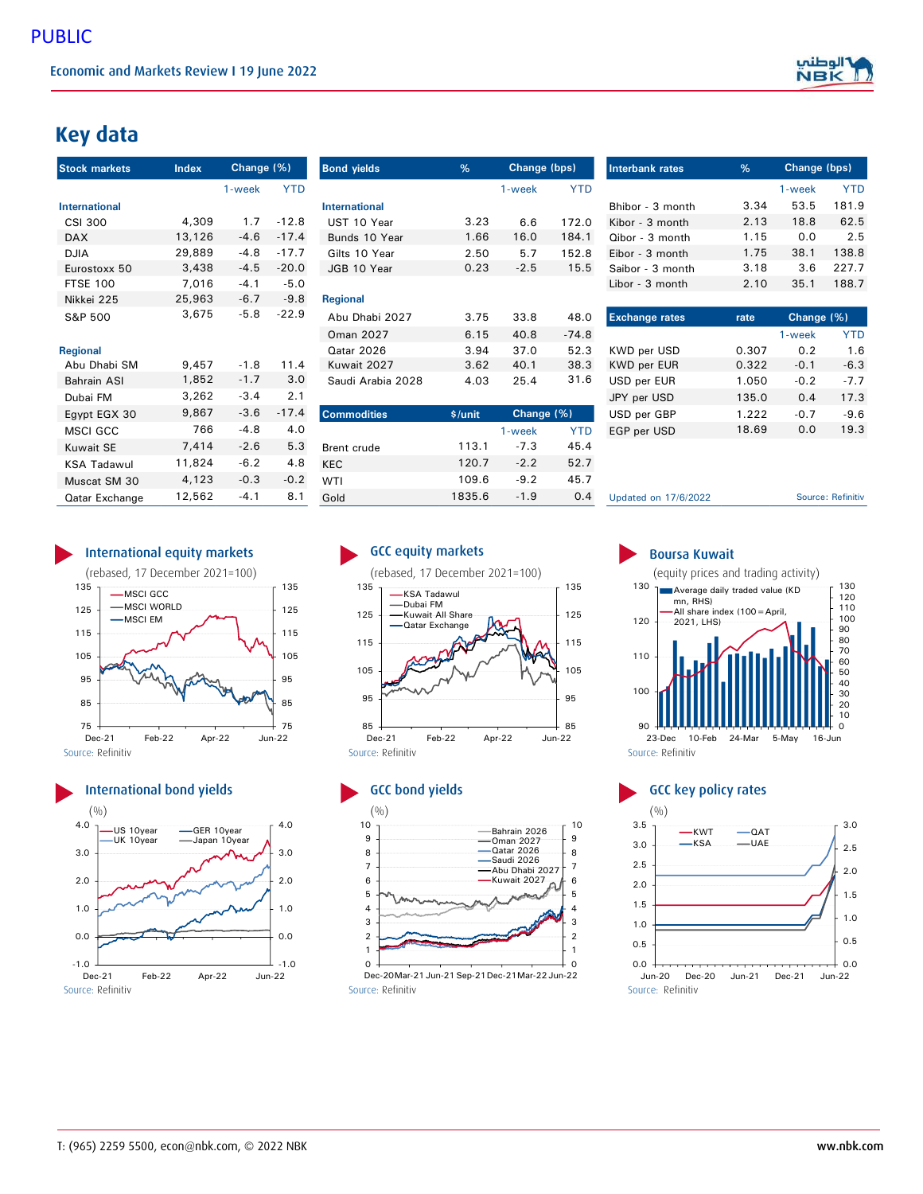PUBLIC

Economic and Markets Review I 19 June 2022

# Key data

| Stock markets | Index | Change (%) | |
|---|---|---|---|
| | | 1-week | YTD |
| **International** | | | |
| CSI 300 | 4,309 | 1.7 | -12.8 |
| DAX | 13,126 | -4.6 | -17.4 |
| DJIA | 29,889 | -4.8 | -17.7 |
| Eurostoxx 50 | 3,438 | -4.5 | -20.0 |
| FTSE 100 | 7,016 | -4.1 | -5.0 |
| Nikkei 225 | 25,963 | -6.7 | -9.8 |
| S&P 500 | 3,675 | -5.8 | -22.9 |
| **Regional** | | | |
| Abu Dhabi SM | 9,457 | -1.8 | 11.4 |
| Bahrain ASI | 1,852 | -1.7 | 3.0 |
| Dubai FM | 3,262 | -3.4 | 2.1 |
| Egypt EGX 30 | 9,867 | -3.6 | -17.4 |
| MSCI GCC | 766 | -4.8 | 4.0 |
| Kuwait SE | 7,414 | -2.6 | 5.3 |
| KSA Tadawul | 11,824 | -6.2 | 4.8 |
| Muscat SM 30 | 4,123 | -0.3 | -0.2 |
| Qatar Exchange | 12,562 | -4.1 | 8.1 |

| Bond yields | % | Change (bps) | |
|---|---|---|---|
| | | 1-week | YTD |
| **International** | | | |
| UST 10 Year | 3.23 | 6.6 | 172.0 |
| Bunds 10 Year | 1.66 | 16.0 | 184.1 |
| Gilts 10 Year | 2.50 | 5.7 | 152.8 |
| JGB 10 Year | 0.23 | -2.5 | 15.5 |
| **Regional** | | | |
| Abu Dhabi 2027 | 3.75 | 33.8 | 48.0 |
| Oman 2027 | 6.15 | 40.8 | -74.8 |
| Qatar 2026 | 3.94 | 37.0 | 52.3 |
| Kuwait 2027 | 3.62 | 40.1 | 38.3 |
| Saudi Arabia 2028 | 4.03 | 25.4 | 31.6 |

| Commodities | $/unit | Change (%) | |
|---|---|---|---|
| | | 1-week | YTD |
| Brent crude | 113.1 | -7.3 | 45.4 |
| KEC | 120.7 | -2.2 | 52.7 |
| WTI | 109.6 | -9.2 | 45.7 |
| Gold | 1835.6 | -1.9 | 0.4 |

| Interbank rates | % | Change (bps) | |
|---|---|---|---|
| | | 1-week | YTD |
| Bhibor - 3 month | 3.34 | 53.5 | 181.9 |
| Kibor - 3 month | 2.13 | 18.8 | 62.5 |
| Qibor - 3 month | 1.15 | 0.0 | 2.5 |
| Eibor - 3 month | 1.75 | 38.1 | 138.8 |
| Saibor - 3 month | 3.18 | 3.6 | 227.7 |
| Libor - 3 month | 2.10 | 35.1 | 188.7 |

| Exchange rates | rate | Change (%) | |
|---|---|---|---|
| | | 1-week | YTD |
| KWD per USD | 0.307 | 0.2 | 1.6 |
| KWD per EUR | 0.322 | -0.1 | -6.3 |
| USD per EUR | 1.050 | -0.2 | -7.7 |
| JPY per USD | 135.0 | 0.4 | 17.3 |
| USD per GBP | 1.222 | -0.7 | -9.6 |
| EGP per USD | 18.69 | 0.0 | 19.3 |

Updated on 17/6/2022 Source: Refinitiv

### International equity markets
(rebased, 17 December 2021=100)

MSCI GCC
MSCI WORLD
MSCI EM

Source: Refinitiv

### GCC equity markets
(rebased, 17 December 2021=100)

KSA Tadawul
Dubai FM
Kuwait All Share
Qatar Exchange

Source: Refinitiv

### Boursa Kuwait
(equity prices and trading activity)

Average daily traded value (KD mn, RHS)
All share index (100=April, 2021, LHS)

Source: Refinitiv

### International bond yields
(%)

US 10year
UK 10year
GER 10year
Japan 10year

Source: Refinitiv

### GCC bond yields
(%)

Bahrain 2026
Oman 2027
Qatar 2026
Saudi 2026
Abu Dhabi 2027
Kuwait 2027

Source: Refinitiv

### GCC key policy rates
(%)

KWT
KSA
QAT
UAE

Source: Refinitiv

T: (965) 2259 5500, econ@nbk.com, © 2022 NBK ww.nbk.com